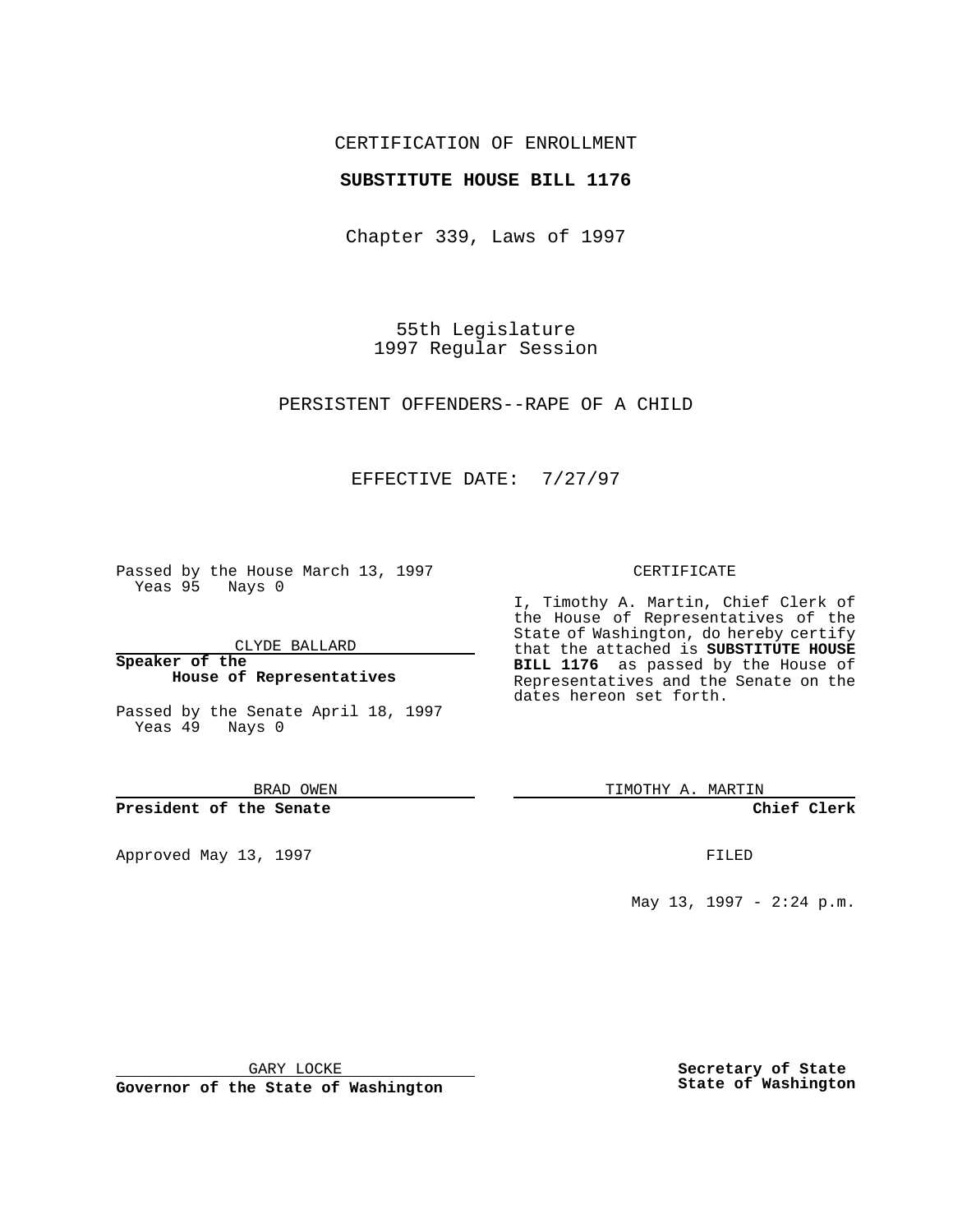CERTIFICATION OF ENROLLMENT

**SUBSTITUTE HOUSE BILL 1176**

Chapter 339, Laws of 1997

55th Legislature
1997 Regular Session

PERSISTENT OFFENDERS--RAPE OF A CHILD

EFFECTIVE DATE: 7/27/97

Passed by the House March 13, 1997
Yeas 95 Nays 0

CLYDE BALLARD

**Speaker of the House of Representatives**

Passed by the Senate April 18, 1997
Yeas 49 Nays 0

BRAD OWEN

**President of the Senate**

Approved May 13, 1997

GARY LOCKE

**Governor of the State of Washington**

CERTIFICATE

I, Timothy A. Martin, Chief Clerk of the House of Representatives of the State of Washington, do hereby certify that the attached is **SUBSTITUTE HOUSE BILL 1176** as passed by the House of Representatives and the Senate on the dates hereon set forth.

TIMOTHY A. MARTIN

**Chief Clerk**

FILED

May 13, 1997 - 2:24 p.m.

**Secretary of State**
**State of Washington**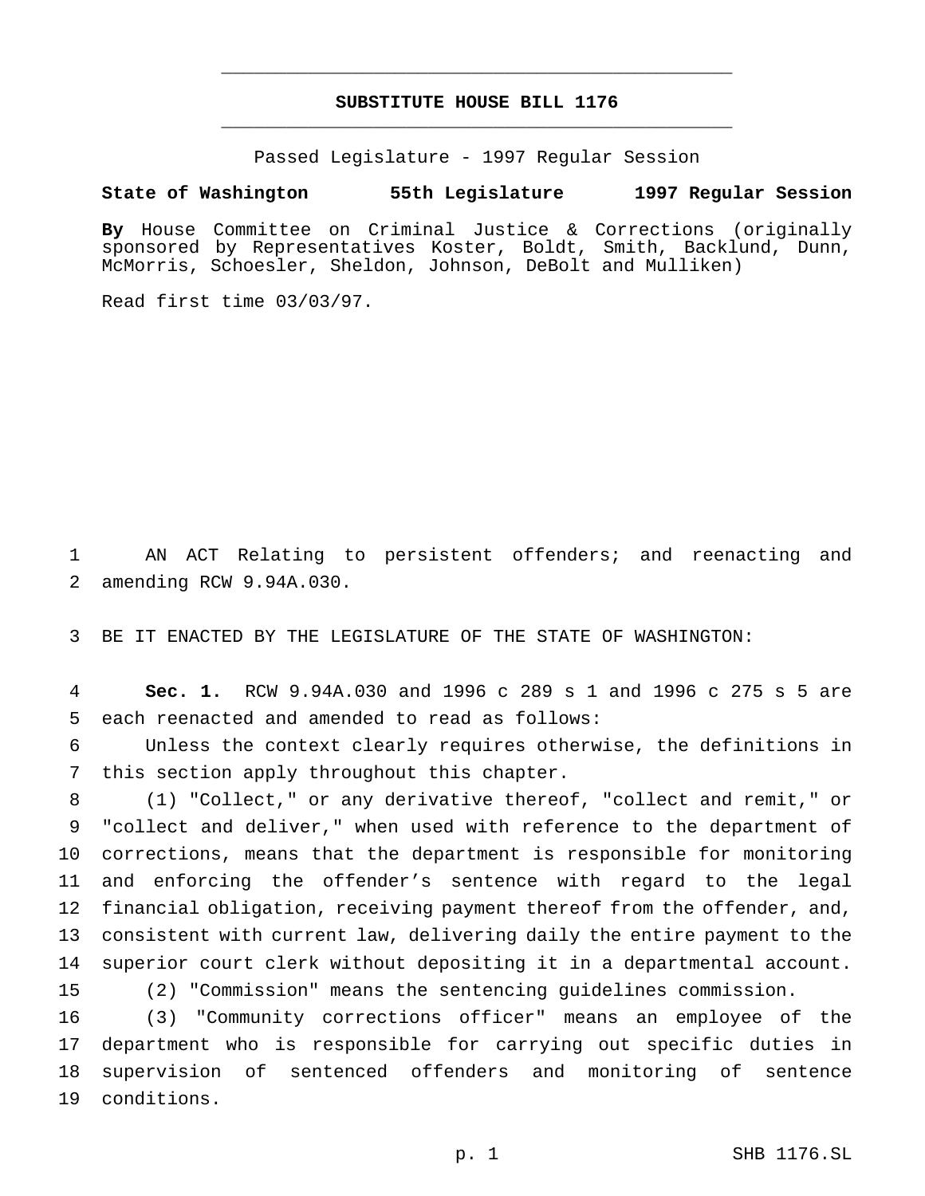# SUBSTITUTE HOUSE BILL 1176

Passed Legislature - 1997 Regular Session

**State of Washington 55th Legislature 1997 Regular Session**

**By** House Committee on Criminal Justice & Corrections (originally sponsored by Representatives Koster, Boldt, Smith, Backlund, Dunn, McMorris, Schoesler, Sheldon, Johnson, DeBolt and Mulliken)

Read first time 03/03/97.

AN ACT Relating to persistent offenders; and reenacting and amending RCW 9.94A.030.

BE IT ENACTED BY THE LEGISLATURE OF THE STATE OF WASHINGTON:

**Sec. 1.** RCW 9.94A.030 and 1996 c 289 s 1 and 1996 c 275 s 5 are each reenacted and amended to read as follows:

Unless the context clearly requires otherwise, the definitions in this section apply throughout this chapter.

(1) "Collect," or any derivative thereof, "collect and remit," or "collect and deliver," when used with reference to the department of corrections, means that the department is responsible for monitoring and enforcing the offender's sentence with regard to the legal financial obligation, receiving payment thereof from the offender, and, consistent with current law, delivering daily the entire payment to the superior court clerk without depositing it in a departmental account.

(2) "Commission" means the sentencing guidelines commission.

(3) "Community corrections officer" means an employee of the department who is responsible for carrying out specific duties in supervision of sentenced offenders and monitoring of sentence conditions.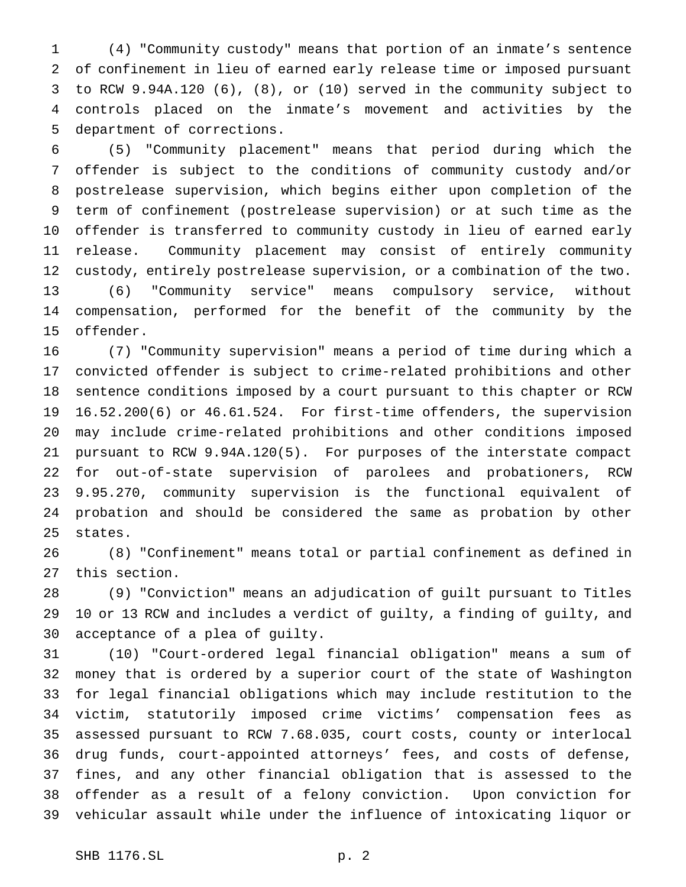(4) "Community custody" means that portion of an inmate's sentence of confinement in lieu of earned early release time or imposed pursuant to RCW 9.94A.120 (6), (8), or (10) served in the community subject to controls placed on the inmate's movement and activities by the department of corrections.

(5) "Community placement" means that period during which the offender is subject to the conditions of community custody and/or postrelease supervision, which begins either upon completion of the term of confinement (postrelease supervision) or at such time as the offender is transferred to community custody in lieu of earned early release. Community placement may consist of entirely community custody, entirely postrelease supervision, or a combination of the two.

(6) "Community service" means compulsory service, without compensation, performed for the benefit of the community by the offender.

(7) "Community supervision" means a period of time during which a convicted offender is subject to crime-related prohibitions and other sentence conditions imposed by a court pursuant to this chapter or RCW 16.52.200(6) or 46.61.524. For first-time offenders, the supervision may include crime-related prohibitions and other conditions imposed pursuant to RCW 9.94A.120(5). For purposes of the interstate compact for out-of-state supervision of parolees and probationers, RCW 9.95.270, community supervision is the functional equivalent of probation and should be considered the same as probation by other states.

(8) "Confinement" means total or partial confinement as defined in this section.

(9) "Conviction" means an adjudication of guilt pursuant to Titles 10 or 13 RCW and includes a verdict of guilty, a finding of guilty, and acceptance of a plea of guilty.

(10) "Court-ordered legal financial obligation" means a sum of money that is ordered by a superior court of the state of Washington for legal financial obligations which may include restitution to the victim, statutorily imposed crime victims' compensation fees as assessed pursuant to RCW 7.68.035, court costs, county or interlocal drug funds, court-appointed attorneys' fees, and costs of defense, fines, and any other financial obligation that is assessed to the offender as a result of a felony conviction. Upon conviction for vehicular assault while under the influence of intoxicating liquor or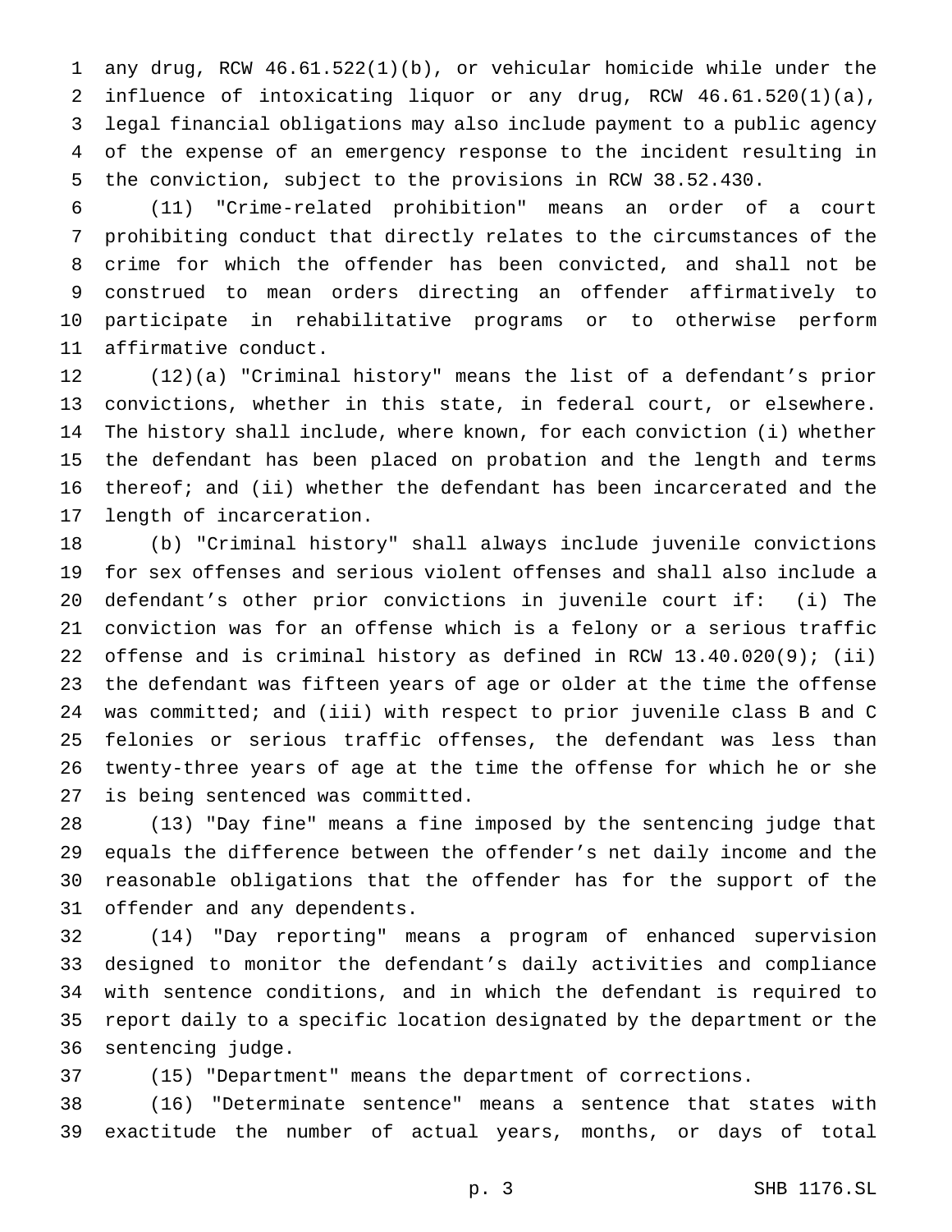any drug, RCW 46.61.522(1)(b), or vehicular homicide while under the influence of intoxicating liquor or any drug, RCW 46.61.520(1)(a), legal financial obligations may also include payment to a public agency of the expense of an emergency response to the incident resulting in the conviction, subject to the provisions in RCW 38.52.430.

(11) "Crime-related prohibition" means an order of a court prohibiting conduct that directly relates to the circumstances of the crime for which the offender has been convicted, and shall not be construed to mean orders directing an offender affirmatively to participate in rehabilitative programs or to otherwise perform affirmative conduct.

(12)(a) "Criminal history" means the list of a defendant's prior convictions, whether in this state, in federal court, or elsewhere. The history shall include, where known, for each conviction (i) whether the defendant has been placed on probation and the length and terms thereof; and (ii) whether the defendant has been incarcerated and the length of incarceration.

(b) "Criminal history" shall always include juvenile convictions for sex offenses and serious violent offenses and shall also include a defendant's other prior convictions in juvenile court if: (i) The conviction was for an offense which is a felony or a serious traffic offense and is criminal history as defined in RCW 13.40.020(9); (ii) the defendant was fifteen years of age or older at the time the offense was committed; and (iii) with respect to prior juvenile class B and C felonies or serious traffic offenses, the defendant was less than twenty-three years of age at the time the offense for which he or she is being sentenced was committed.

(13) "Day fine" means a fine imposed by the sentencing judge that equals the difference between the offender's net daily income and the reasonable obligations that the offender has for the support of the offender and any dependents.

(14) "Day reporting" means a program of enhanced supervision designed to monitor the defendant's daily activities and compliance with sentence conditions, and in which the defendant is required to report daily to a specific location designated by the department or the sentencing judge.

(15) "Department" means the department of corrections.

(16) "Determinate sentence" means a sentence that states with exactitude the number of actual years, months, or days of total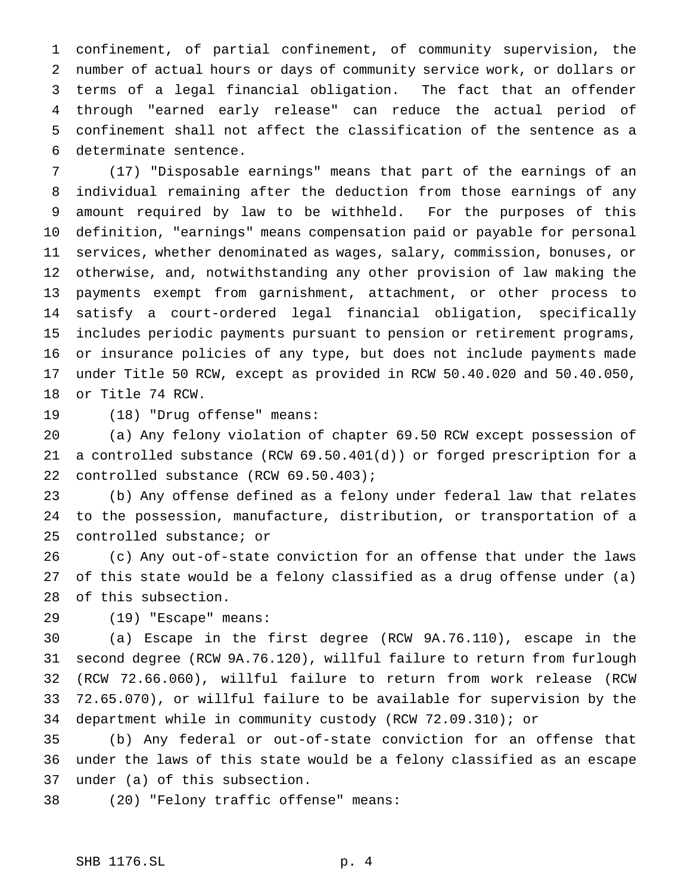confinement, of partial confinement, of community supervision, the number of actual hours or days of community service work, or dollars or terms of a legal financial obligation. The fact that an offender through "earned early release" can reduce the actual period of confinement shall not affect the classification of the sentence as a determinate sentence.

(17) "Disposable earnings" means that part of the earnings of an individual remaining after the deduction from those earnings of any amount required by law to be withheld. For the purposes of this definition, "earnings" means compensation paid or payable for personal services, whether denominated as wages, salary, commission, bonuses, or otherwise, and, notwithstanding any other provision of law making the payments exempt from garnishment, attachment, or other process to satisfy a court-ordered legal financial obligation, specifically includes periodic payments pursuant to pension or retirement programs, or insurance policies of any type, but does not include payments made under Title 50 RCW, except as provided in RCW 50.40.020 and 50.40.050, or Title 74 RCW.

(18) "Drug offense" means:

(a) Any felony violation of chapter 69.50 RCW except possession of a controlled substance (RCW 69.50.401(d)) or forged prescription for a controlled substance (RCW 69.50.403);

(b) Any offense defined as a felony under federal law that relates to the possession, manufacture, distribution, or transportation of a controlled substance; or

(c) Any out-of-state conviction for an offense that under the laws of this state would be a felony classified as a drug offense under (a) of this subsection.

(19) "Escape" means:

(a) Escape in the first degree (RCW 9A.76.110), escape in the second degree (RCW 9A.76.120), willful failure to return from furlough (RCW 72.66.060), willful failure to return from work release (RCW 72.65.070), or willful failure to be available for supervision by the department while in community custody (RCW 72.09.310); or

(b) Any federal or out-of-state conviction for an offense that under the laws of this state would be a felony classified as an escape under (a) of this subsection.

(20) "Felony traffic offense" means: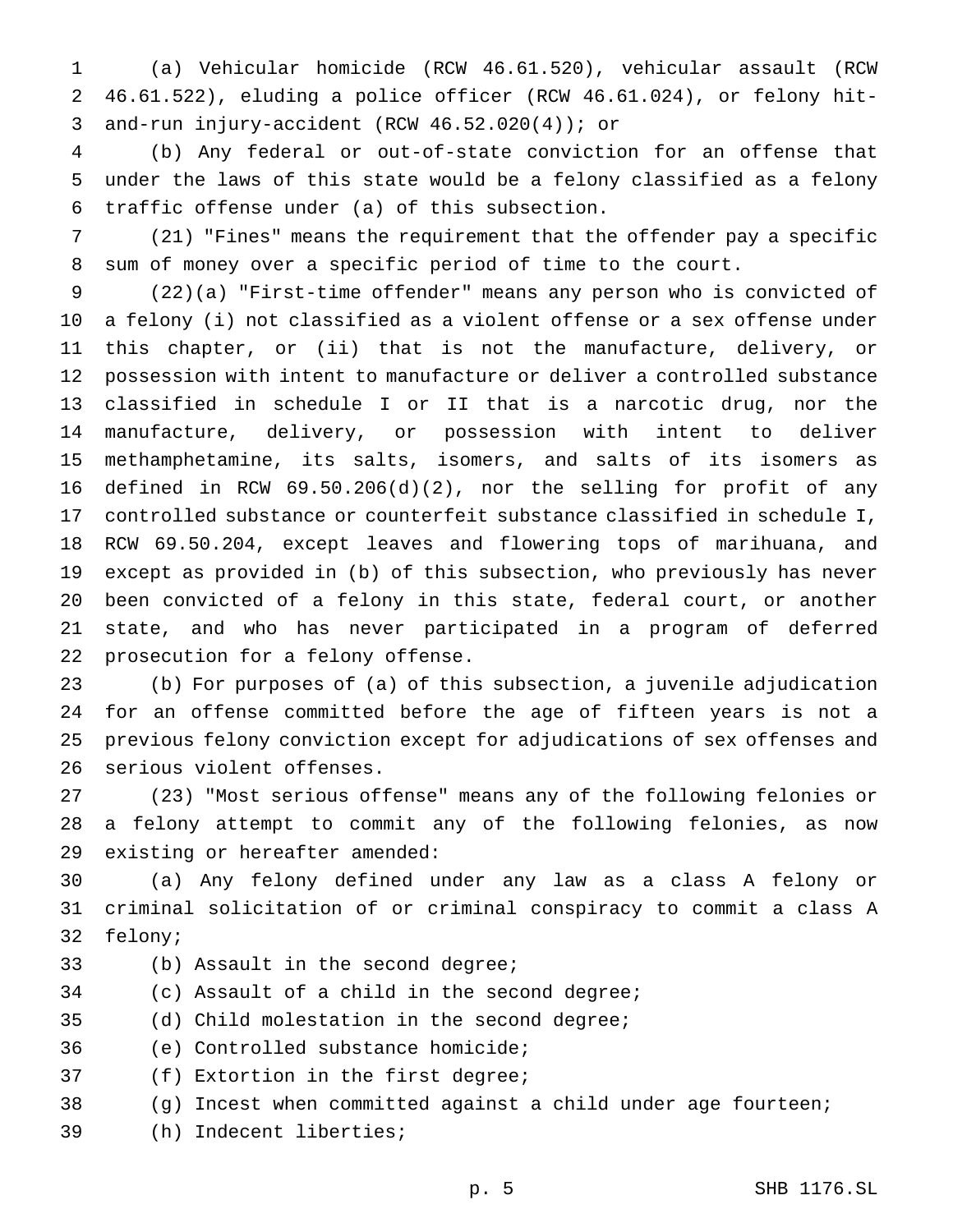(a) Vehicular homicide (RCW 46.61.520), vehicular assault (RCW 46.61.522), eluding a police officer (RCW 46.61.024), or felony hit-and-run injury-accident (RCW 46.52.020(4)); or

(b) Any federal or out-of-state conviction for an offense that under the laws of this state would be a felony classified as a felony traffic offense under (a) of this subsection.

(21) "Fines" means the requirement that the offender pay a specific sum of money over a specific period of time to the court.

(22)(a) "First-time offender" means any person who is convicted of a felony (i) not classified as a violent offense or a sex offense under this chapter, or (ii) that is not the manufacture, delivery, or possession with intent to manufacture or deliver a controlled substance classified in schedule I or II that is a narcotic drug, nor the manufacture, delivery, or possession with intent to deliver methamphetamine, its salts, isomers, and salts of its isomers as defined in RCW 69.50.206(d)(2), nor the selling for profit of any controlled substance or counterfeit substance classified in schedule I, RCW 69.50.204, except leaves and flowering tops of marihuana, and except as provided in (b) of this subsection, who previously has never been convicted of a felony in this state, federal court, or another state, and who has never participated in a program of deferred prosecution for a felony offense.

(b) For purposes of (a) of this subsection, a juvenile adjudication for an offense committed before the age of fifteen years is not a previous felony conviction except for adjudications of sex offenses and serious violent offenses.

(23) "Most serious offense" means any of the following felonies or a felony attempt to commit any of the following felonies, as now existing or hereafter amended:

(a) Any felony defined under any law as a class A felony or criminal solicitation of or criminal conspiracy to commit a class A felony;

(b) Assault in the second degree;

(c) Assault of a child in the second degree;

(d) Child molestation in the second degree;

(e) Controlled substance homicide;

(f) Extortion in the first degree;

(g) Incest when committed against a child under age fourteen;

(h) Indecent liberties;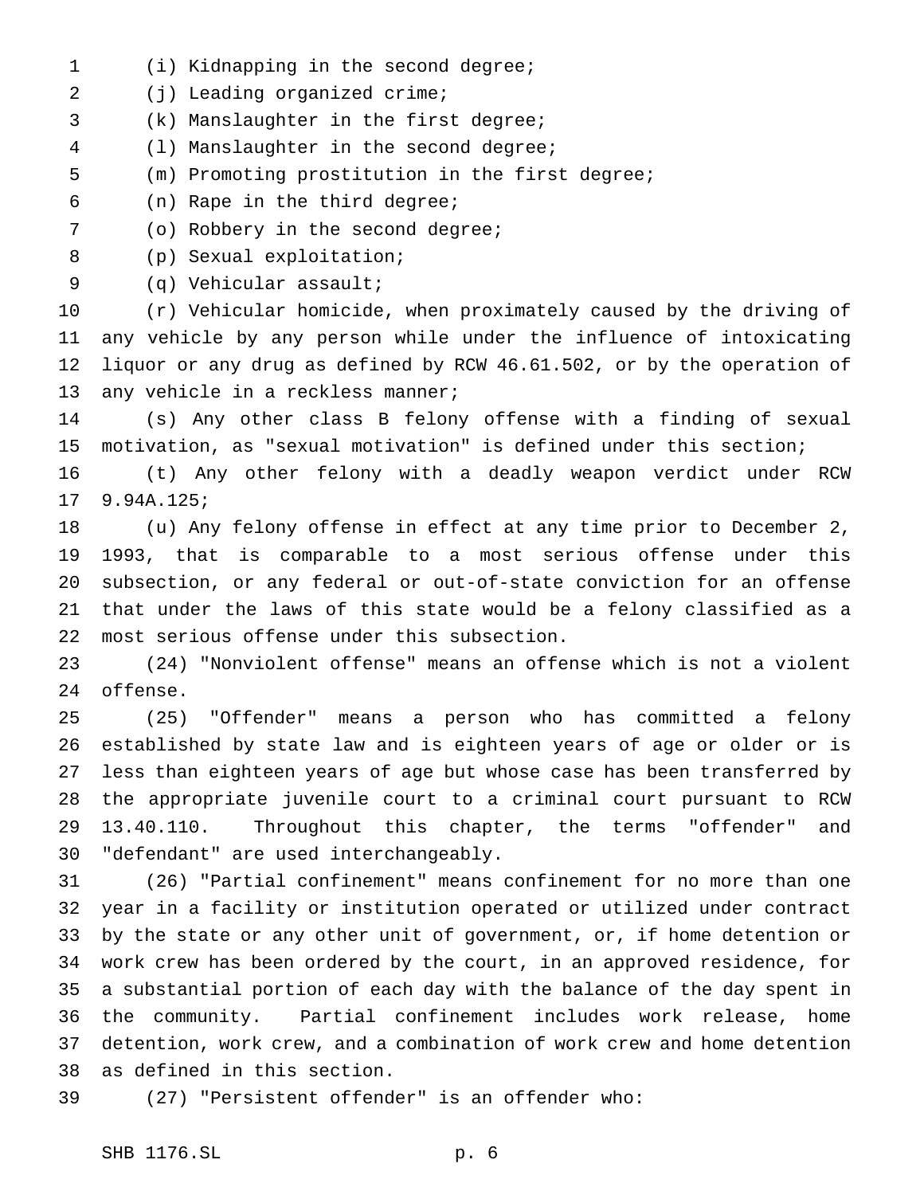(i) Kidnapping in the second degree;

(j) Leading organized crime;

(k) Manslaughter in the first degree;

(l) Manslaughter in the second degree;

(m) Promoting prostitution in the first degree;

(n) Rape in the third degree;

(o) Robbery in the second degree;

(p) Sexual exploitation;

(q) Vehicular assault;

(r) Vehicular homicide, when proximately caused by the driving of any vehicle by any person while under the influence of intoxicating liquor or any drug as defined by RCW 46.61.502, or by the operation of any vehicle in a reckless manner;

(s) Any other class B felony offense with a finding of sexual motivation, as "sexual motivation" is defined under this section;

(t) Any other felony with a deadly weapon verdict under RCW 9.94A.125;

(u) Any felony offense in effect at any time prior to December 2, 1993, that is comparable to a most serious offense under this subsection, or any federal or out-of-state conviction for an offense that under the laws of this state would be a felony classified as a most serious offense under this subsection.

(24) "Nonviolent offense" means an offense which is not a violent offense.

(25) "Offender" means a person who has committed a felony established by state law and is eighteen years of age or older or is less than eighteen years of age but whose case has been transferred by the appropriate juvenile court to a criminal court pursuant to RCW 13.40.110. Throughout this chapter, the terms "offender" and "defendant" are used interchangeably.

(26) "Partial confinement" means confinement for no more than one year in a facility or institution operated or utilized under contract by the state or any other unit of government, or, if home detention or work crew has been ordered by the court, in an approved residence, for a substantial portion of each day with the balance of the day spent in the community. Partial confinement includes work release, home detention, work crew, and a combination of work crew and home detention as defined in this section.

(27) "Persistent offender" is an offender who: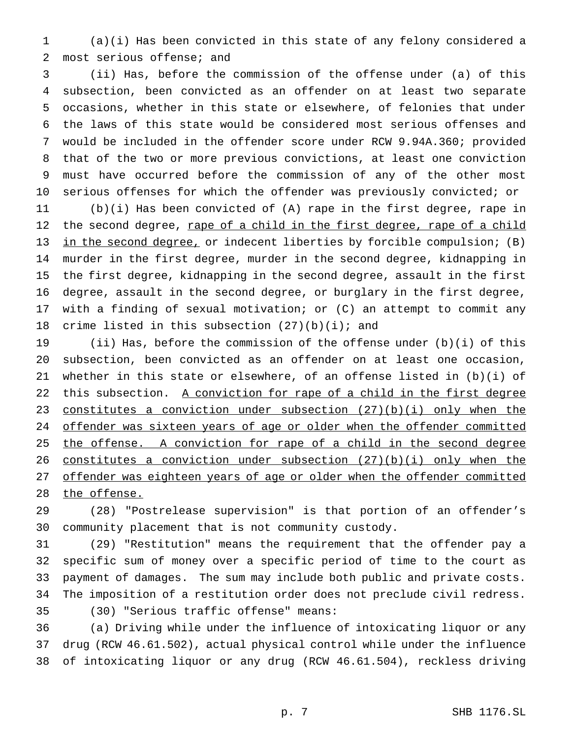(a)(i) Has been convicted in this state of any felony considered a most serious offense; and

(ii) Has, before the commission of the offense under (a) of this subsection, been convicted as an offender on at least two separate occasions, whether in this state or elsewhere, of felonies that under the laws of this state would be considered most serious offenses and would be included in the offender score under RCW 9.94A.360; provided that of the two or more previous convictions, at least one conviction must have occurred before the commission of any of the other most serious offenses for which the offender was previously convicted; or

(b)(i) Has been convicted of (A) rape in the first degree, rape in the second degree, <u>rape of a child in the first degree, rape of a child in the second degree,</u> or indecent liberties by forcible compulsion; (B) murder in the first degree, murder in the second degree, kidnapping in the first degree, kidnapping in the second degree, assault in the first degree, assault in the second degree, or burglary in the first degree, with a finding of sexual motivation; or (C) an attempt to commit any crime listed in this subsection (27)(b)(i); and

(ii) Has, before the commission of the offense under (b)(i) of this subsection, been convicted as an offender on at least one occasion, whether in this state or elsewhere, of an offense listed in (b)(i) of this subsection. <u>A conviction for rape of a child in the first degree constitutes a conviction under subsection (27)(b)(i) only when the offender was sixteen years of age or older when the offender committed the offense. A conviction for rape of a child in the second degree constitutes a conviction under subsection (27)(b)(i) only when the offender was eighteen years of age or older when the offender committed the offense.</u>

(28) "Postrelease supervision" is that portion of an offender's community placement that is not community custody.

(29) "Restitution" means the requirement that the offender pay a specific sum of money over a specific period of time to the court as payment of damages. The sum may include both public and private costs. The imposition of a restitution order does not preclude civil redress.

(30) "Serious traffic offense" means:

(a) Driving while under the influence of intoxicating liquor or any drug (RCW 46.61.502), actual physical control while under the influence of intoxicating liquor or any drug (RCW 46.61.504), reckless driving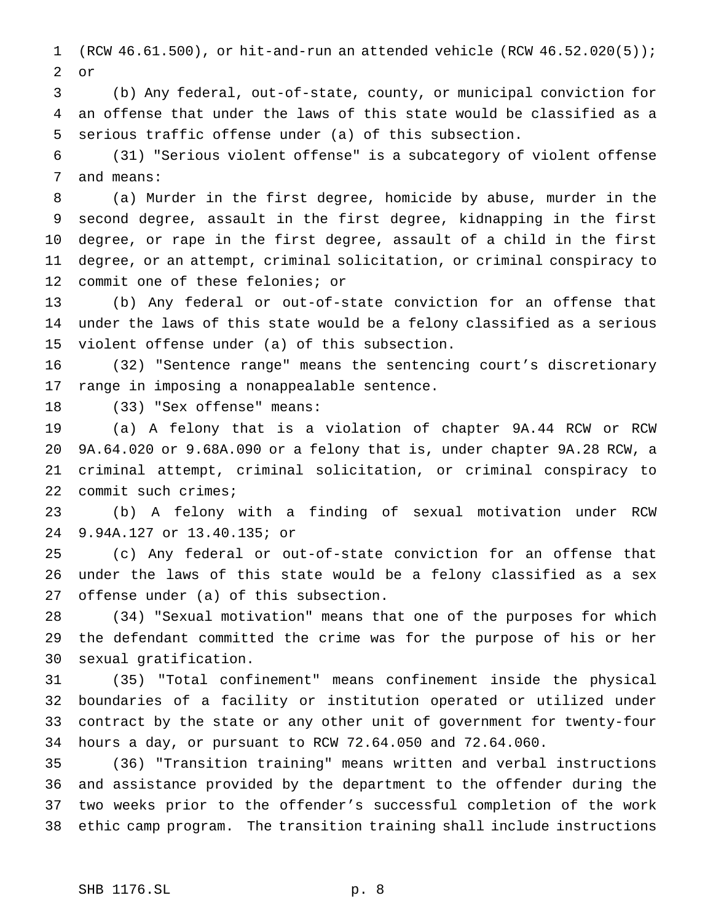(RCW 46.61.500), or hit-and-run an attended vehicle (RCW 46.52.020(5)); or

(b) Any federal, out-of-state, county, or municipal conviction for an offense that under the laws of this state would be classified as a serious traffic offense under (a) of this subsection.

(31) "Serious violent offense" is a subcategory of violent offense and means:

(a) Murder in the first degree, homicide by abuse, murder in the second degree, assault in the first degree, kidnapping in the first degree, or rape in the first degree, assault of a child in the first degree, or an attempt, criminal solicitation, or criminal conspiracy to commit one of these felonies; or

(b) Any federal or out-of-state conviction for an offense that under the laws of this state would be a felony classified as a serious violent offense under (a) of this subsection.

(32) "Sentence range" means the sentencing court's discretionary range in imposing a nonappealable sentence.

(33) "Sex offense" means:

(a) A felony that is a violation of chapter 9A.44 RCW or RCW 9A.64.020 or 9.68A.090 or a felony that is, under chapter 9A.28 RCW, a criminal attempt, criminal solicitation, or criminal conspiracy to commit such crimes;

(b) A felony with a finding of sexual motivation under RCW 9.94A.127 or 13.40.135; or

(c) Any federal or out-of-state conviction for an offense that under the laws of this state would be a felony classified as a sex offense under (a) of this subsection.

(34) "Sexual motivation" means that one of the purposes for which the defendant committed the crime was for the purpose of his or her sexual gratification.

(35) "Total confinement" means confinement inside the physical boundaries of a facility or institution operated or utilized under contract by the state or any other unit of government for twenty-four hours a day, or pursuant to RCW 72.64.050 and 72.64.060.

(36) "Transition training" means written and verbal instructions and assistance provided by the department to the offender during the two weeks prior to the offender's successful completion of the work ethic camp program. The transition training shall include instructions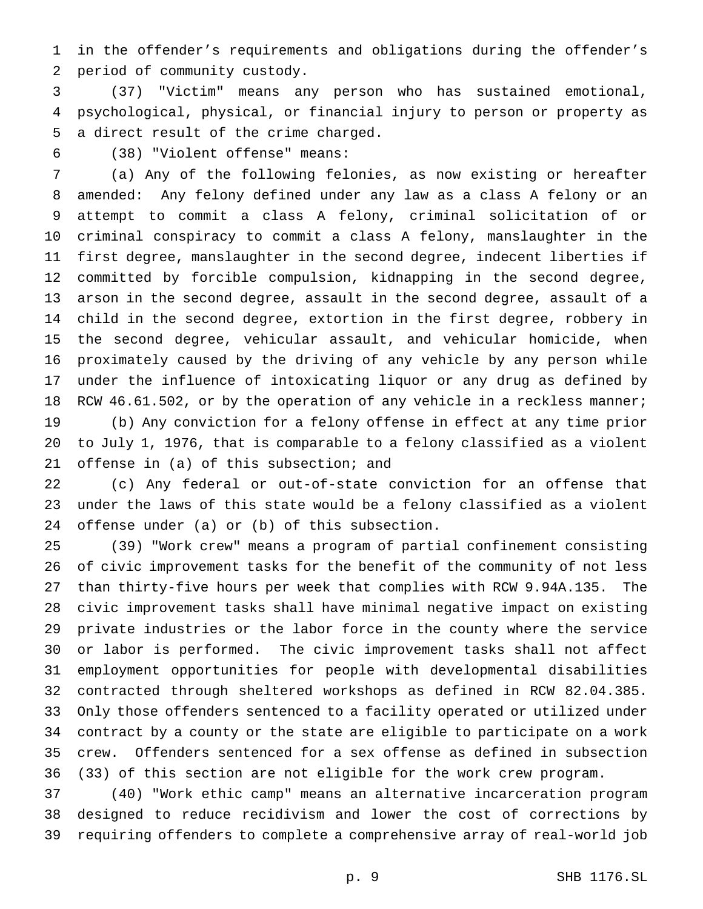in the offender's requirements and obligations during the offender's period of community custody.

(37) "Victim" means any person who has sustained emotional, psychological, physical, or financial injury to person or property as a direct result of the crime charged.

(38) "Violent offense" means:

(a) Any of the following felonies, as now existing or hereafter amended: Any felony defined under any law as a class A felony or an attempt to commit a class A felony, criminal solicitation of or criminal conspiracy to commit a class A felony, manslaughter in the first degree, manslaughter in the second degree, indecent liberties if committed by forcible compulsion, kidnapping in the second degree, arson in the second degree, assault in the second degree, assault of a child in the second degree, extortion in the first degree, robbery in the second degree, vehicular assault, and vehicular homicide, when proximately caused by the driving of any vehicle by any person while under the influence of intoxicating liquor or any drug as defined by RCW 46.61.502, or by the operation of any vehicle in a reckless manner;

(b) Any conviction for a felony offense in effect at any time prior to July 1, 1976, that is comparable to a felony classified as a violent offense in (a) of this subsection; and

(c) Any federal or out-of-state conviction for an offense that under the laws of this state would be a felony classified as a violent offense under (a) or (b) of this subsection.

(39) "Work crew" means a program of partial confinement consisting of civic improvement tasks for the benefit of the community of not less than thirty-five hours per week that complies with RCW 9.94A.135. The civic improvement tasks shall have minimal negative impact on existing private industries or the labor force in the county where the service or labor is performed. The civic improvement tasks shall not affect employment opportunities for people with developmental disabilities contracted through sheltered workshops as defined in RCW 82.04.385. Only those offenders sentenced to a facility operated or utilized under contract by a county or the state are eligible to participate on a work crew. Offenders sentenced for a sex offense as defined in subsection (33) of this section are not eligible for the work crew program.

(40) "Work ethic camp" means an alternative incarceration program designed to reduce recidivism and lower the cost of corrections by requiring offenders to complete a comprehensive array of real-world job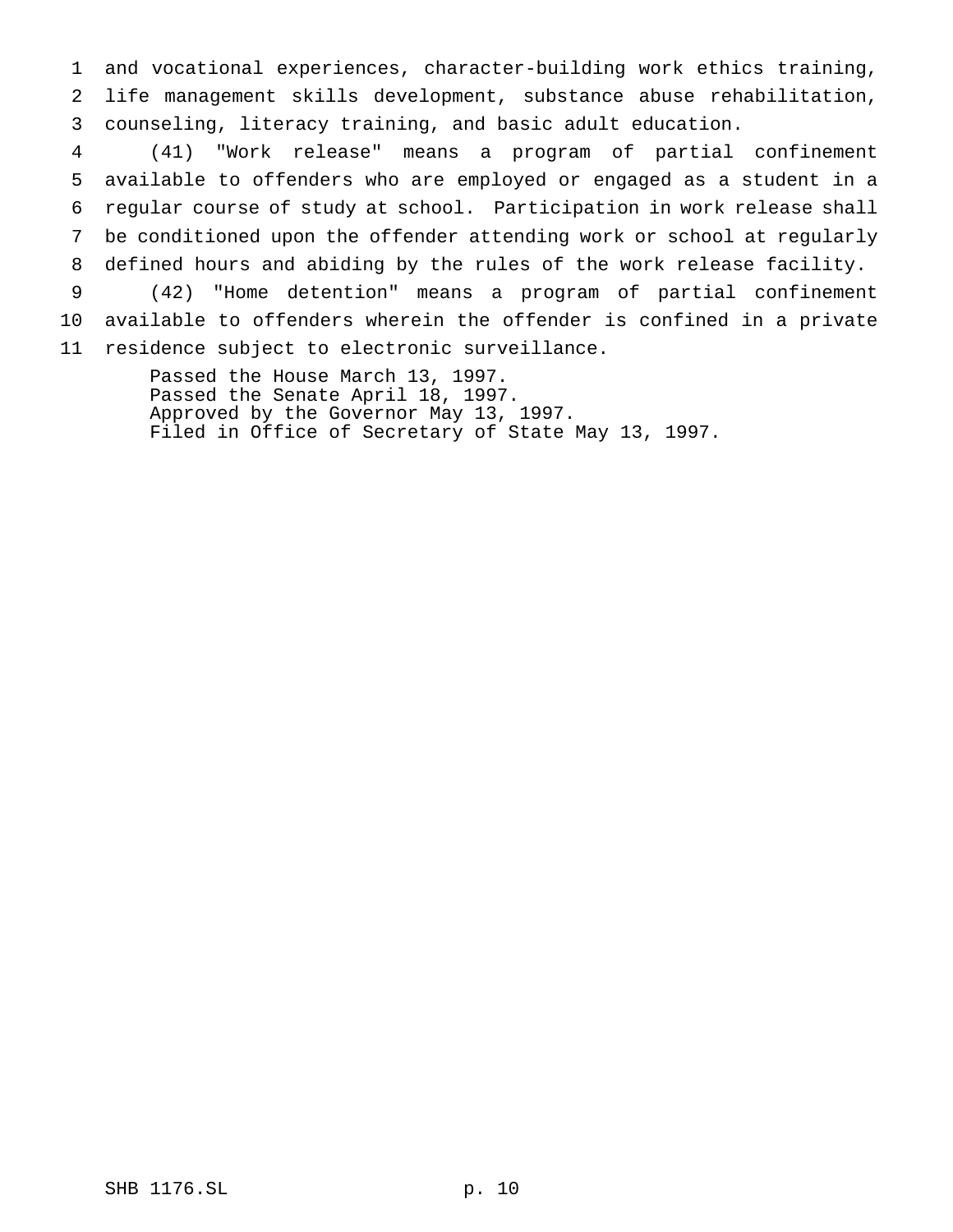and vocational experiences, character-building work ethics training, life management skills development, substance abuse rehabilitation, counseling, literacy training, and basic adult education.

(41) "Work release" means a program of partial confinement available to offenders who are employed or engaged as a student in a regular course of study at school. Participation in work release shall be conditioned upon the offender attending work or school at regularly defined hours and abiding by the rules of the work release facility.

(42) "Home detention" means a program of partial confinement available to offenders wherein the offender is confined in a private residence subject to electronic surveillance.

Passed the House March 13, 1997.
Passed the Senate April 18, 1997.
Approved by the Governor May 13, 1997.
Filed in Office of Secretary of State May 13, 1997.